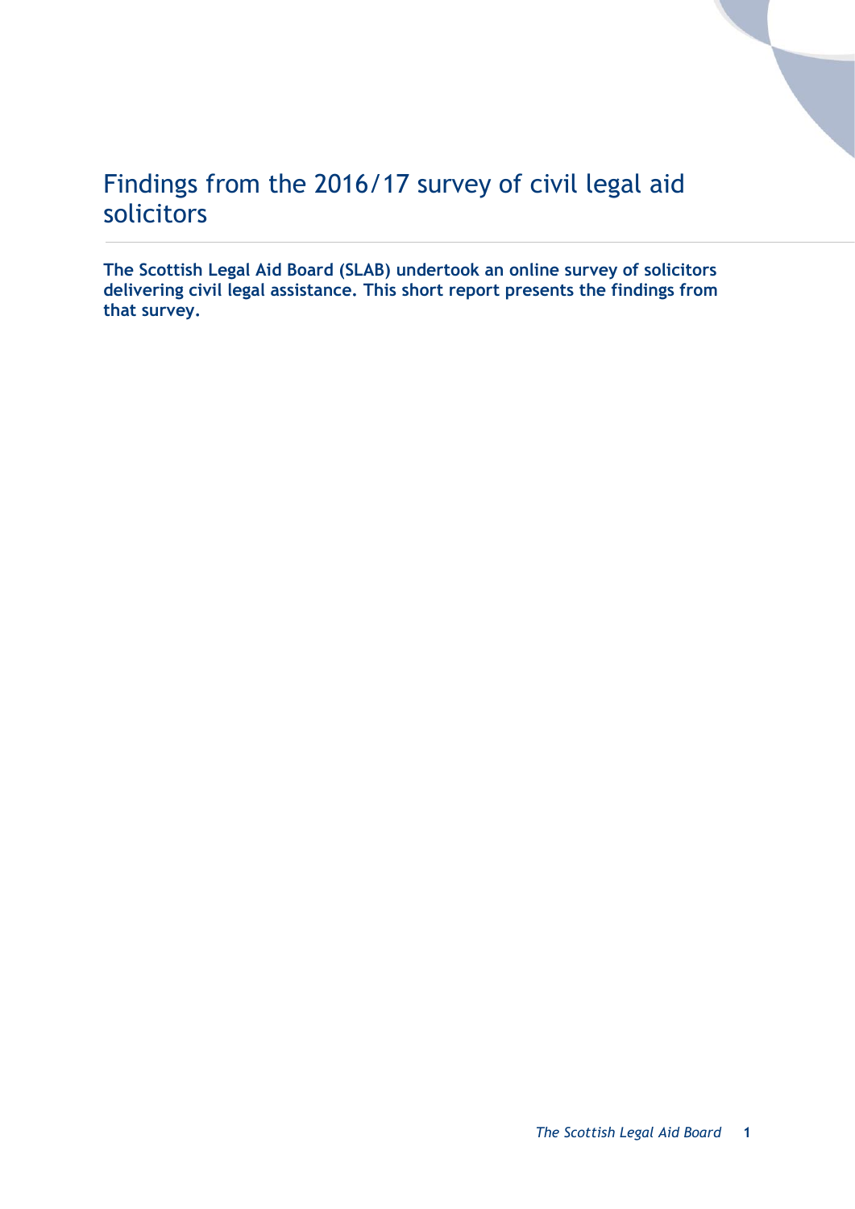# Findings from the 2016/17 survey of civil legal aid solicitors

**The Scottish Legal Aid Board (SLAB) undertook an online survey of solicitors delivering civil legal assistance. This short report presents the findings from that survey.**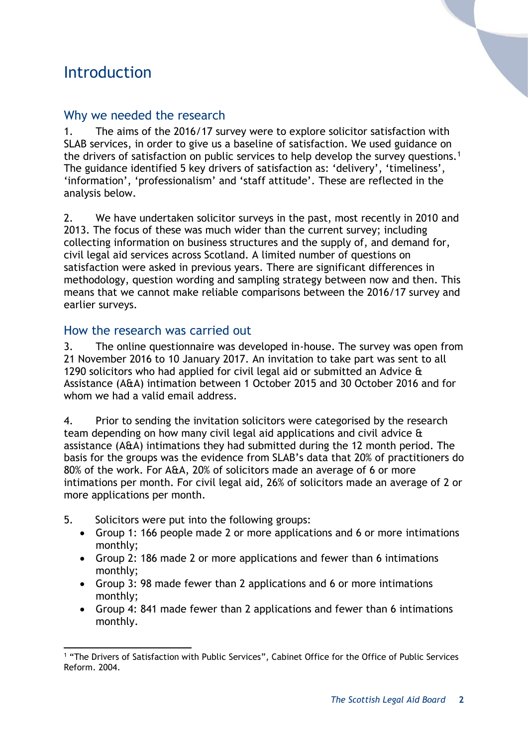# Introduction

## Why we needed the research

1. The aims of the 2016/17 survey were to explore solicitor satisfaction with SLAB services, in order to give us a baseline of satisfaction. We used guidance on the drivers of satisfaction on public services to help develop the survey questions.[1] The guidance identified 5 key drivers of satisfaction as: 'delivery', 'timeliness', 'information', 'professionalism' and 'staff attitude'. These are reflected in the analysis below.

2. We have undertaken solicitor surveys in the past, most recently in 2010 and 2013. The focus of these was much wider than the current survey; including collecting information on business structures and the supply of, and demand for, civil legal aid services across Scotland. A limited number of questions on satisfaction were asked in previous years. There are significant differences in methodology, question wording and sampling strategy between now and then. This means that we cannot make reliable comparisons between the 2016/17 survey and earlier surveys.

## How the research was carried out

3. The online questionnaire was developed in-house. The survey was open from 21 November 2016 to 10 January 2017. An invitation to take part was sent to all 1290 solicitors who had applied for civil legal aid or submitted an Advice & Assistance (A&A) intimation between 1 October 2015 and 30 October 2016 and for whom we had a valid email address.

4. Prior to sending the invitation solicitors were categorised by the research team depending on how many civil legal aid applications and civil advice & assistance (A&A) intimations they had submitted during the 12 month period. The basis for the groups was the evidence from SLAB's data that 20% of practitioners do 80% of the work. For A&A, 20% of solicitors made an average of 6 or more intimations per month. For civil legal aid, 26% of solicitors made an average of 2 or more applications per month.

5. Solicitors were put into the following groups:
   - Group 1: 166 people made 2 or more applications and 6 or more intimations monthly;
   - Group 2: 186 made 2 or more applications and fewer than 6 intimations monthly;
   - Group 3: 98 made fewer than 2 applications and 6 or more intimations monthly;
   - Group 4: 841 made fewer than 2 applications and fewer than 6 intimations monthly.

---

[1] "The Drivers of Satisfaction with Public Services", Cabinet Office for the Office of Public Services Reform. 2004.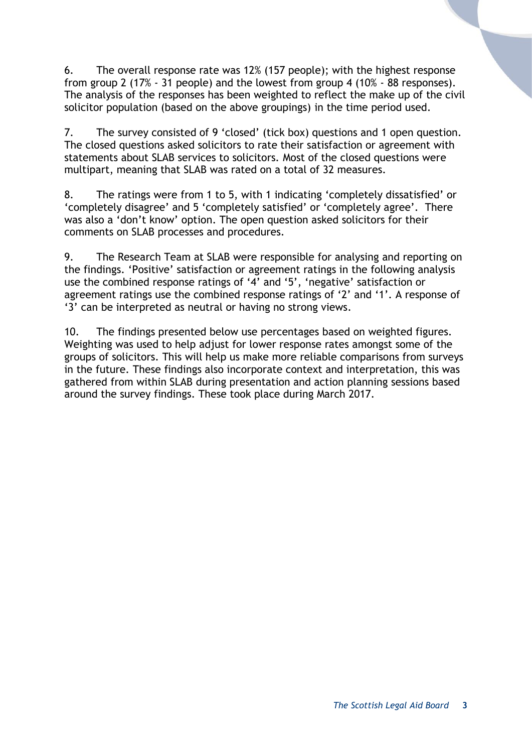6. The overall response rate was 12% (157 people); with the highest response from group 2 (17% - 31 people) and the lowest from group 4 (10% - 88 responses). The analysis of the responses has been weighted to reflect the make up of the civil solicitor population (based on the above groupings) in the time period used.

7. The survey consisted of 9 'closed' (tick box) questions and 1 open question. The closed questions asked solicitors to rate their satisfaction or agreement with statements about SLAB services to solicitors. Most of the closed questions were multipart, meaning that SLAB was rated on a total of 32 measures.

8. The ratings were from 1 to 5, with 1 indicating 'completely dissatisfied' or 'completely disagree' and 5 'completely satisfied' or 'completely agree'. There was also a 'don't know' option. The open question asked solicitors for their comments on SLAB processes and procedures.

9. The Research Team at SLAB were responsible for analysing and reporting on the findings. 'Positive' satisfaction or agreement ratings in the following analysis use the combined response ratings of '4' and '5', 'negative' satisfaction or agreement ratings use the combined response ratings of '2' and '1'. A response of '3' can be interpreted as neutral or having no strong views.

10. The findings presented below use percentages based on weighted figures. Weighting was used to help adjust for lower response rates amongst some of the groups of solicitors. This will help us make more reliable comparisons from surveys in the future. These findings also incorporate context and interpretation, this was gathered from within SLAB during presentation and action planning sessions based around the survey findings. These took place during March 2017.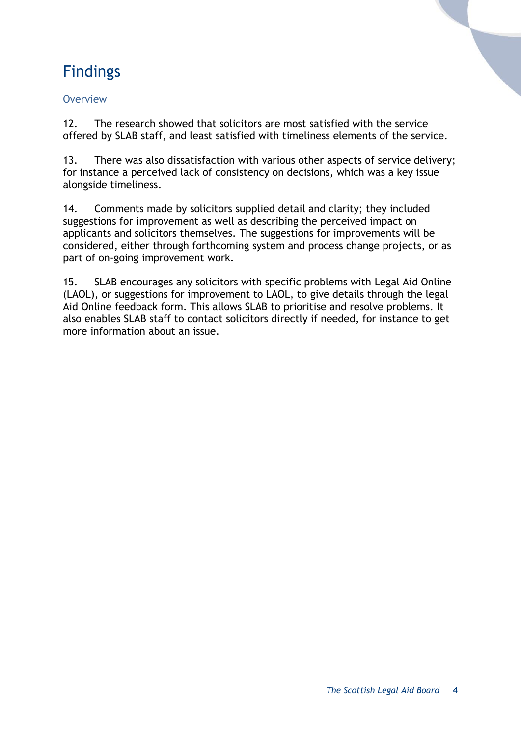# Findings

## Overview

12. The research showed that solicitors are most satisfied with the service offered by SLAB staff, and least satisfied with timeliness elements of the service.

13. There was also dissatisfaction with various other aspects of service delivery; for instance a perceived lack of consistency on decisions, which was a key issue alongside timeliness.

14. Comments made by solicitors supplied detail and clarity; they included suggestions for improvement as well as describing the perceived impact on applicants and solicitors themselves. The suggestions for improvements will be considered, either through forthcoming system and process change projects, or as part of on-going improvement work.

15. SLAB encourages any solicitors with specific problems with Legal Aid Online (LAOL), or suggestions for improvement to LAOL, to give details through the legal Aid Online feedback form. This allows SLAB to prioritise and resolve problems. It also enables SLAB staff to contact solicitors directly if needed, for instance to get more information about an issue.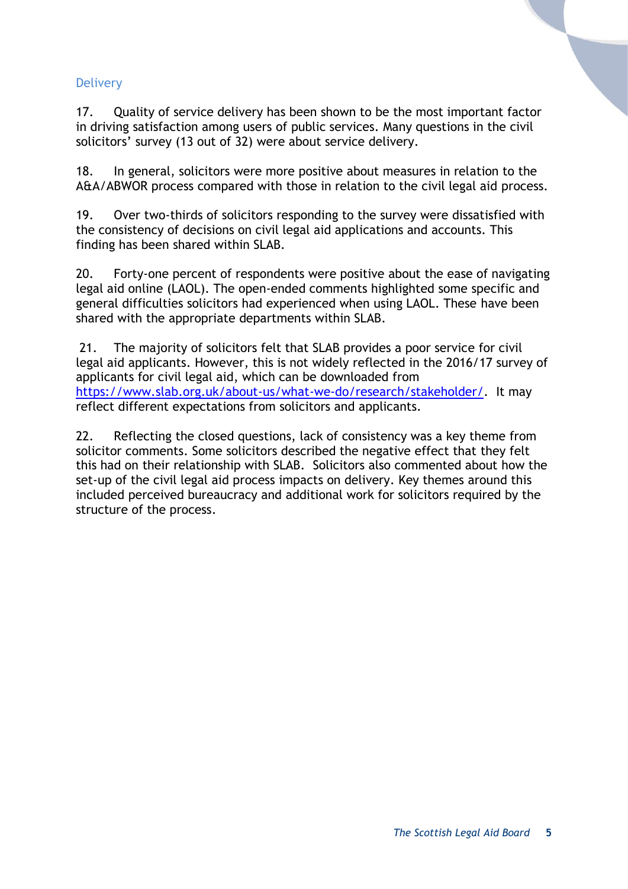## Delivery

17. Quality of service delivery has been shown to be the most important factor in driving satisfaction among users of public services. Many questions in the civil solicitors' survey (13 out of 32) were about service delivery.

18. In general, solicitors were more positive about measures in relation to the A&A/ABWOR process compared with those in relation to the civil legal aid process.

19. Over two-thirds of solicitors responding to the survey were dissatisfied with the consistency of decisions on civil legal aid applications and accounts. This finding has been shared within SLAB.

20. Forty-one percent of respondents were positive about the ease of navigating legal aid online (LAOL). The open-ended comments highlighted some specific and general difficulties solicitors had experienced when using LAOL. These have been shared with the appropriate departments within SLAB.

21. The majority of solicitors felt that SLAB provides a poor service for civil legal aid applicants. However, this is not widely reflected in the 2016/17 survey of applicants for civil legal aid, which can be downloaded from [https://www.slab.org.uk/about-us/what-we-do/research/stakeholder/](https://www.slab.org.uk/about-us/what-we-do/research/stakeholder/). It may reflect different expectations from solicitors and applicants.

22. Reflecting the closed questions, lack of consistency was a key theme from solicitor comments. Some solicitors described the negative effect that they felt this had on their relationship with SLAB. Solicitors also commented about how the set-up of the civil legal aid process impacts on delivery. Key themes around this included perceived bureaucracy and additional work for solicitors required by the structure of the process.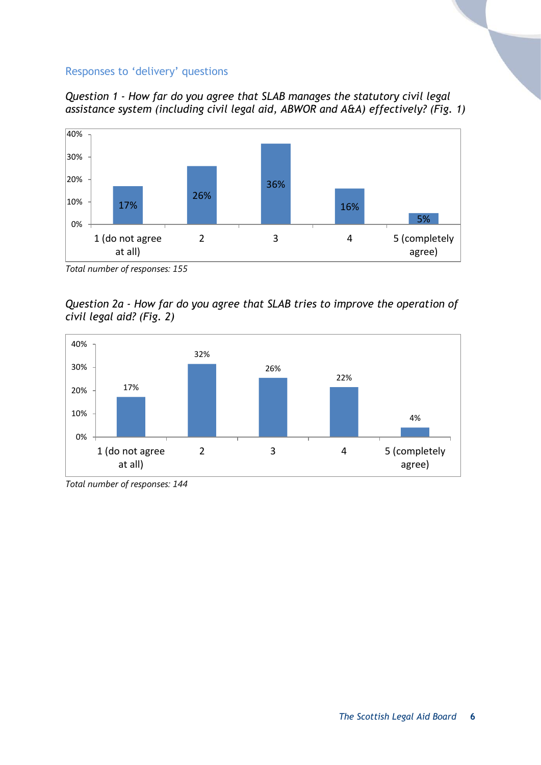## Responses to 'delivery' questions

*Question 1 - How far do you agree that SLAB manages the statutory civil legal assistance system (including civil legal aid, ABWOR and A&A) effectively? (Fig. 1)*

| Response | Percentage |
|---|---|
| 1 (do not agree at all) | 17% |
| 2 | 26% |
| 3 | 36% |
| 4 | 16% |
| 5 (completely agree) | 5% |

*Total number of responses: 155*

*Question 2a - How far do you agree that SLAB tries to improve the operation of civil legal aid? (Fig. 2)*

| Response | Percentage |
|---|---|
| 1 (do not agree at all) | 17% |
| 2 | 32% |
| 3 | 26% |
| 4 | 22% |
| 5 (completely agree) | 4% |

*Total number of responses: 144*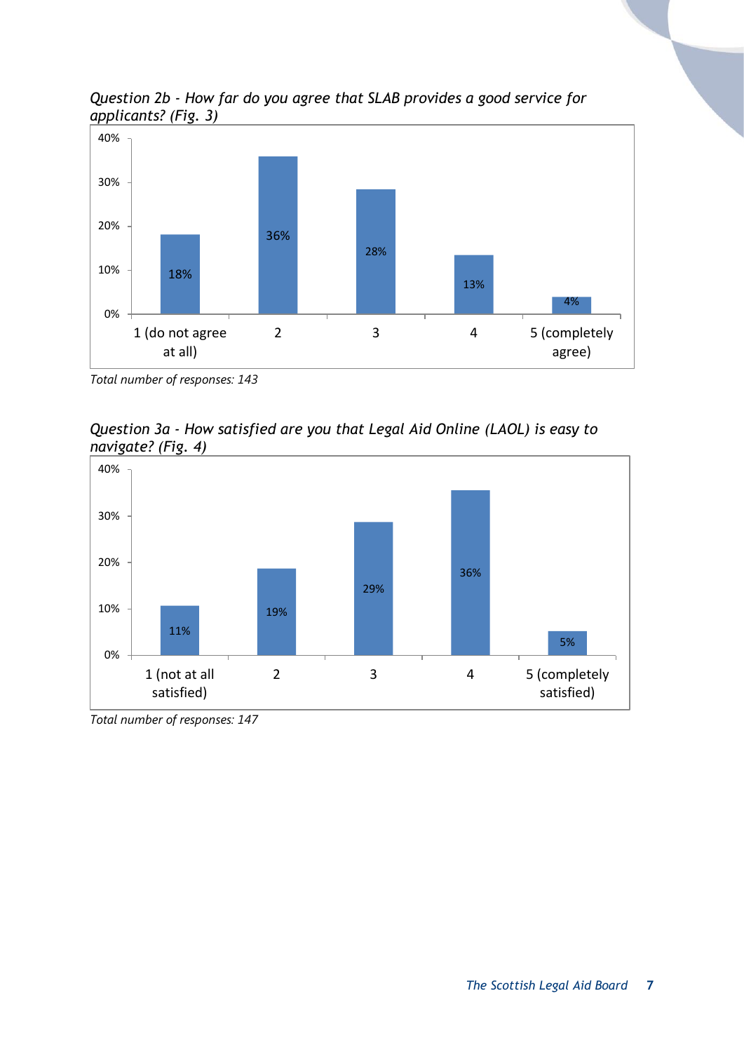*Question 2b - How far do you agree that SLAB provides a good service for applicants? (Fig. 3)*

| Response | Percentage |
|---|---|
| 1 (do not agree at all) | 18% |
| 2 | 36% |
| 3 | 28% |
| 4 | 13% |
| 5 (completely agree) | 4% |

*Total number of responses: 143*

*Question 3a - How satisfied are you that Legal Aid Online (LAOL) is easy to navigate? (Fig. 4)*

| Response | Percentage |
|---|---|
| 1 (not at all satisfied) | 11% |
| 2 | 19% |
| 3 | 29% |
| 4 | 36% |
| 5 (completely satisfied) | 5% |

*Total number of responses: 147*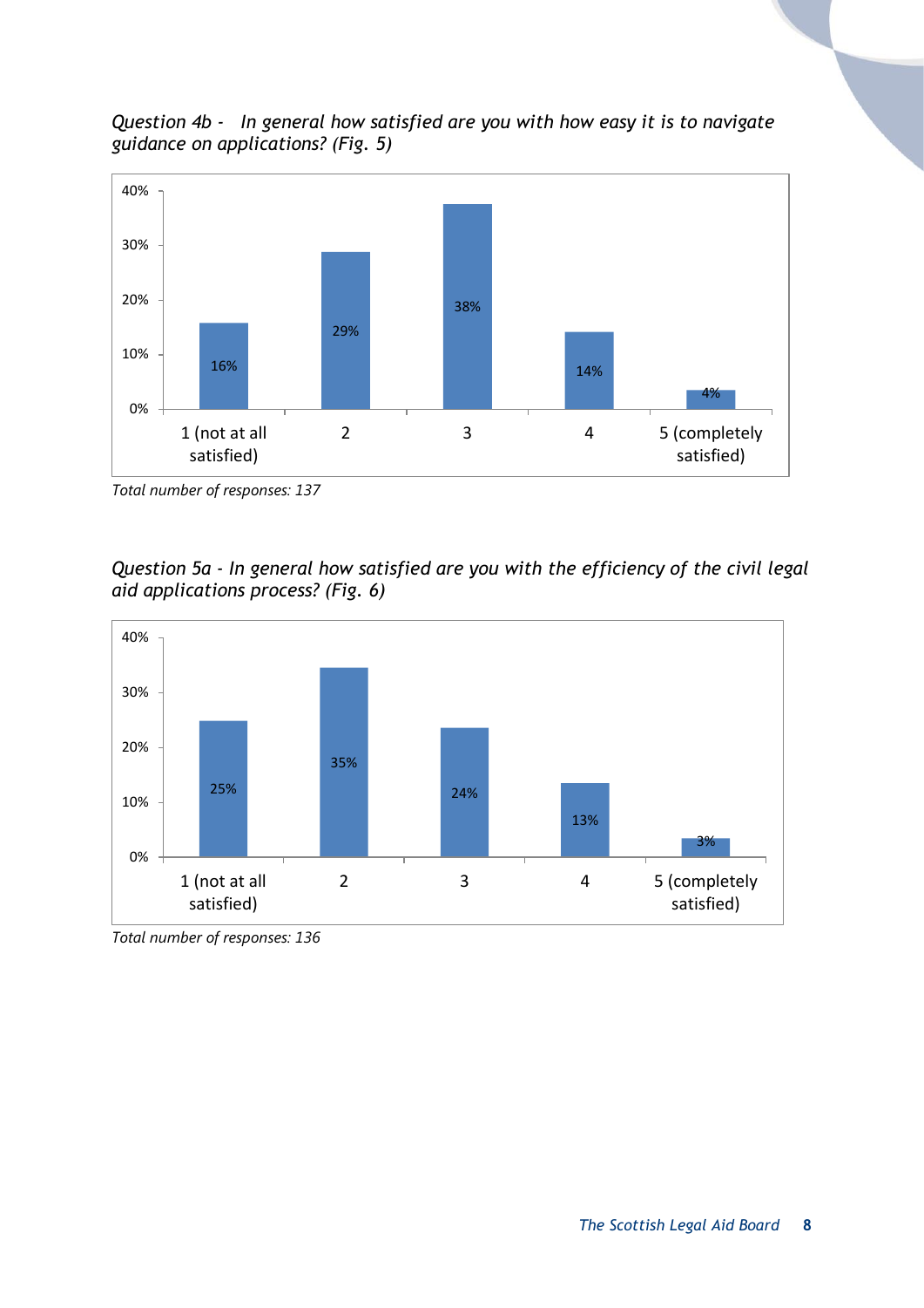*Question 4b - In general how satisfied are you with how easy it is to navigate guidance on applications? (Fig. 5)*

| Response | Percentage |
| --- | --- |
| 1 (not at all satisfied) | 16% |
| 2 | 29% |
| 3 | 38% |
| 4 | 14% |
| 5 (completely satisfied) | 4% |

*Total number of responses: 137*

*Question 5a - In general how satisfied are you with the efficiency of the civil legal aid applications process? (Fig. 6)*

| Response | Percentage |
| --- | --- |
| 1 (not at all satisfied) | 25% |
| 2 | 35% |
| 3 | 24% |
| 4 | 13% |
| 5 (completely satisfied) | 3% |

*Total number of responses: 136*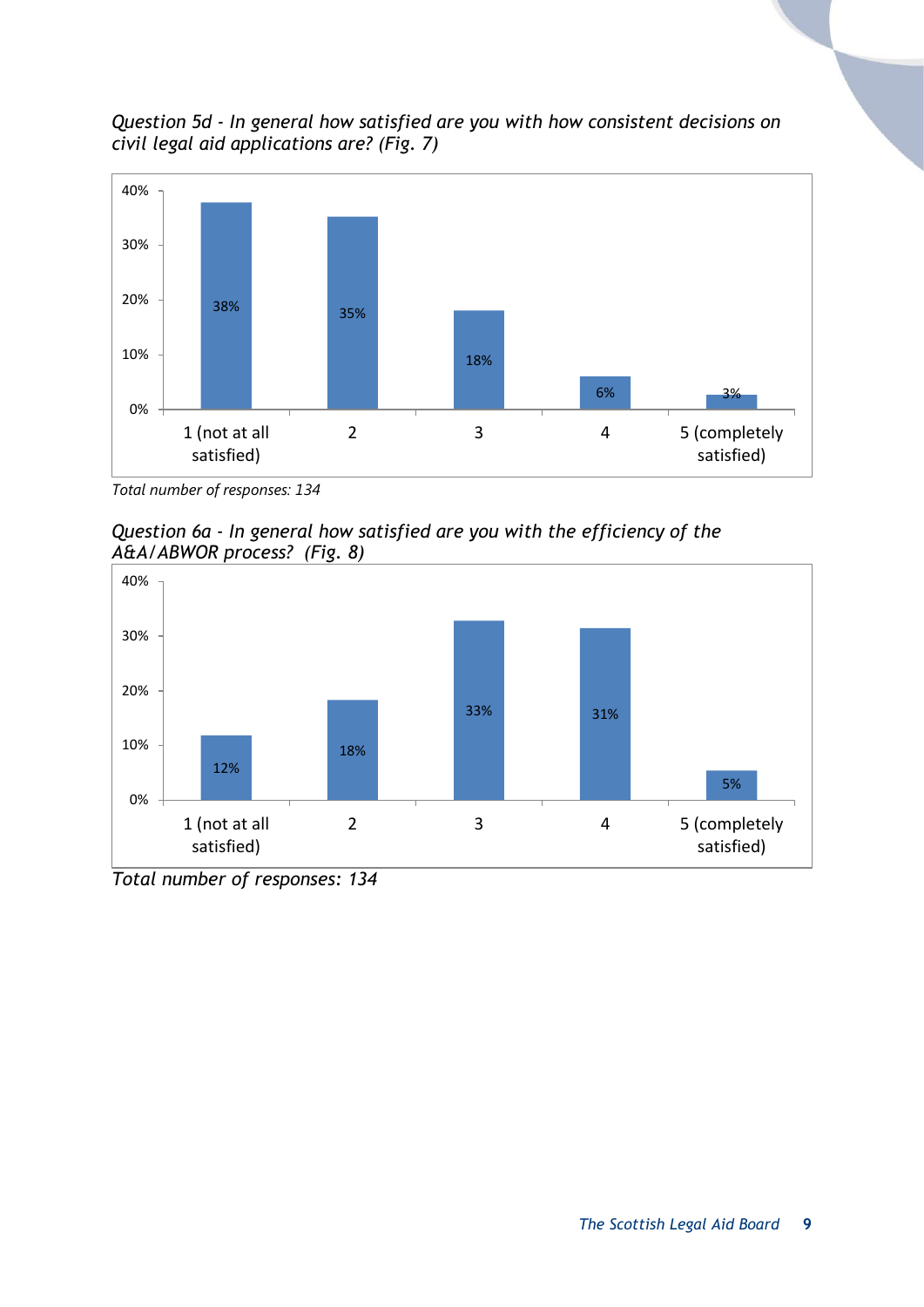*Question 5d - In general how satisfied are you with how consistent decisions on civil legal aid applications are? (Fig. 7)*

| Response | Percentage |
|---|---|
| 1 (not at all satisfied) | 38% |
| 2 | 35% |
| 3 | 18% |
| 4 | 6% |
| 5 (completely satisfied) | 3% |

*Total number of responses: 134*

*Question 6a - In general how satisfied are you with the efficiency of the A&A/ABWOR process? (Fig. 8)*

| Response | Percentage |
|---|---|
| 1 (not at all satisfied) | 12% |
| 2 | 18% |
| 3 | 33% |
| 4 | 31% |
| 5 (completely satisfied) | 5% |

*Total number of responses: 134*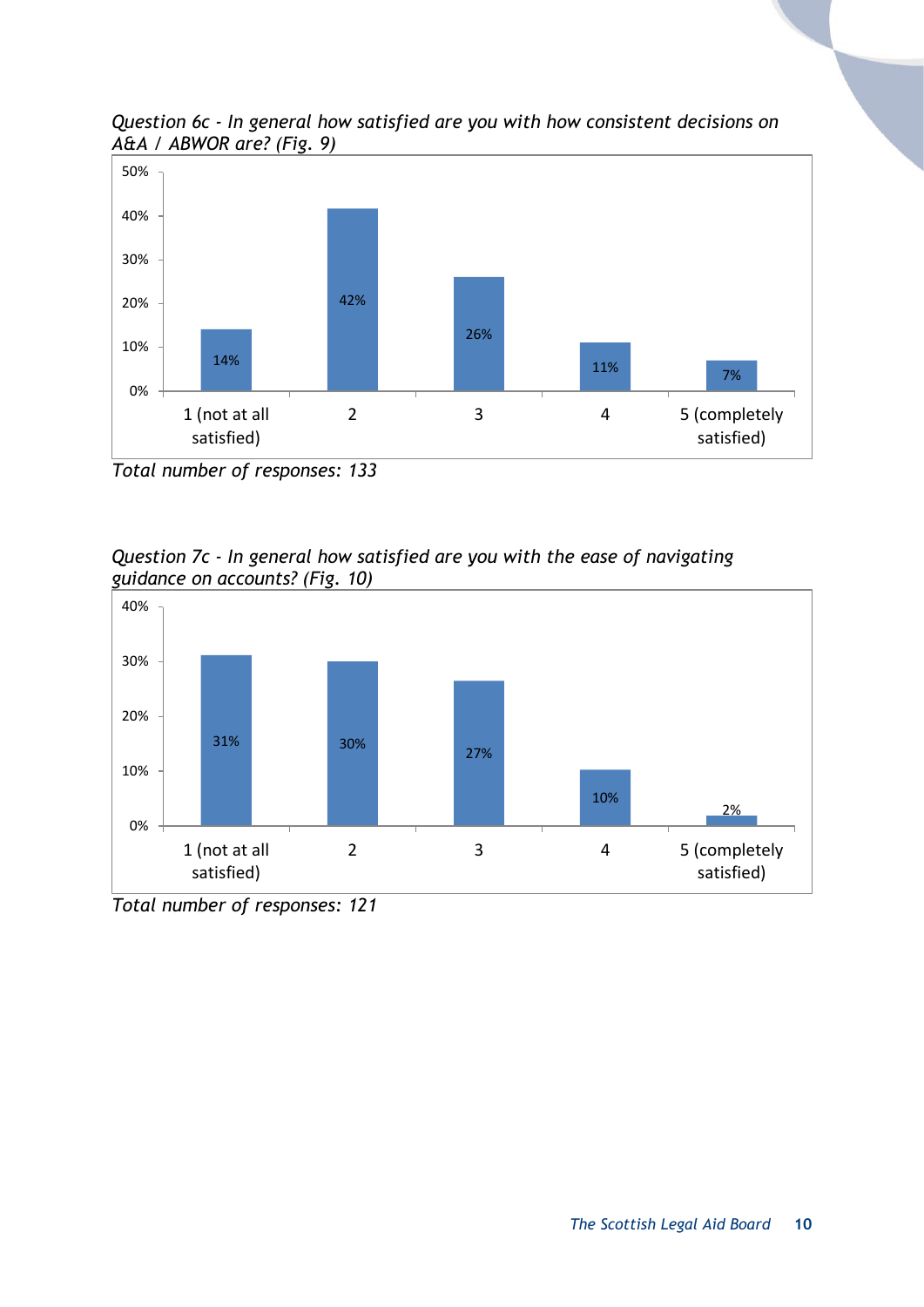*Question 6c - In general how satisfied are you with how consistent decisions on A&A / ABWOR are? (Fig. 9)*

| Response | Percentage |
|---|---|
| 1 (not at all satisfied) | 14% |
| 2 | 42% |
| 3 | 26% |
| 4 | 11% |
| 5 (completely satisfied) | 7% |

*Total number of responses: 133*

*Question 7c - In general how satisfied are you with the ease of navigating guidance on accounts? (Fig. 10)*

| Response | Percentage |
|---|---|
| 1 (not at all satisfied) | 31% |
| 2 | 30% |
| 3 | 27% |
| 4 | 10% |
| 5 (completely satisfied) | 2% |

*Total number of responses: 121*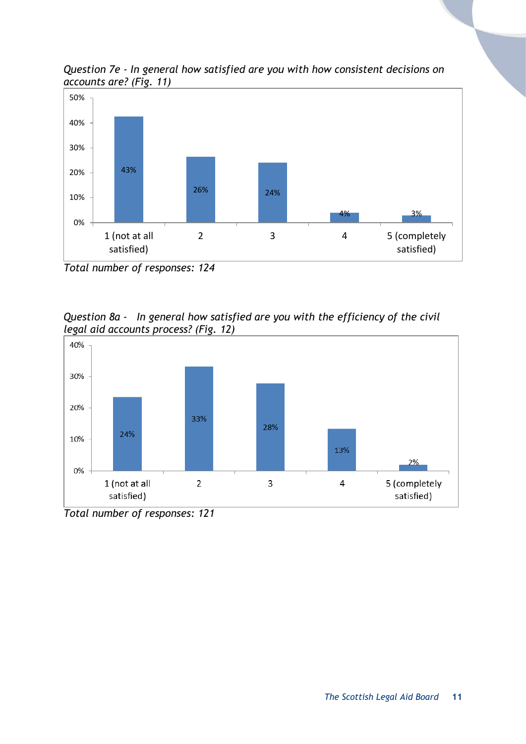*Question 7e - In general how satisfied are you with how consistent decisions on accounts are? (Fig. 11)*

| Response | Percentage |
|---|---|
| 1 (not at all satisfied) | 43% |
| 2 | 26% |
| 3 | 24% |
| 4 | 4% |
| 5 (completely satisfied) | 3% |

*Total number of responses: 124*

*Question 8a - In general how satisfied are you with the efficiency of the civil legal aid accounts process? (Fig. 12)*

| Response | Percentage |
|---|---|
| 1 (not at all satisfied) | 24% |
| 2 | 33% |
| 3 | 28% |
| 4 | 13% |
| 5 (completely satisfied) | 2% |

*Total number of responses: 121*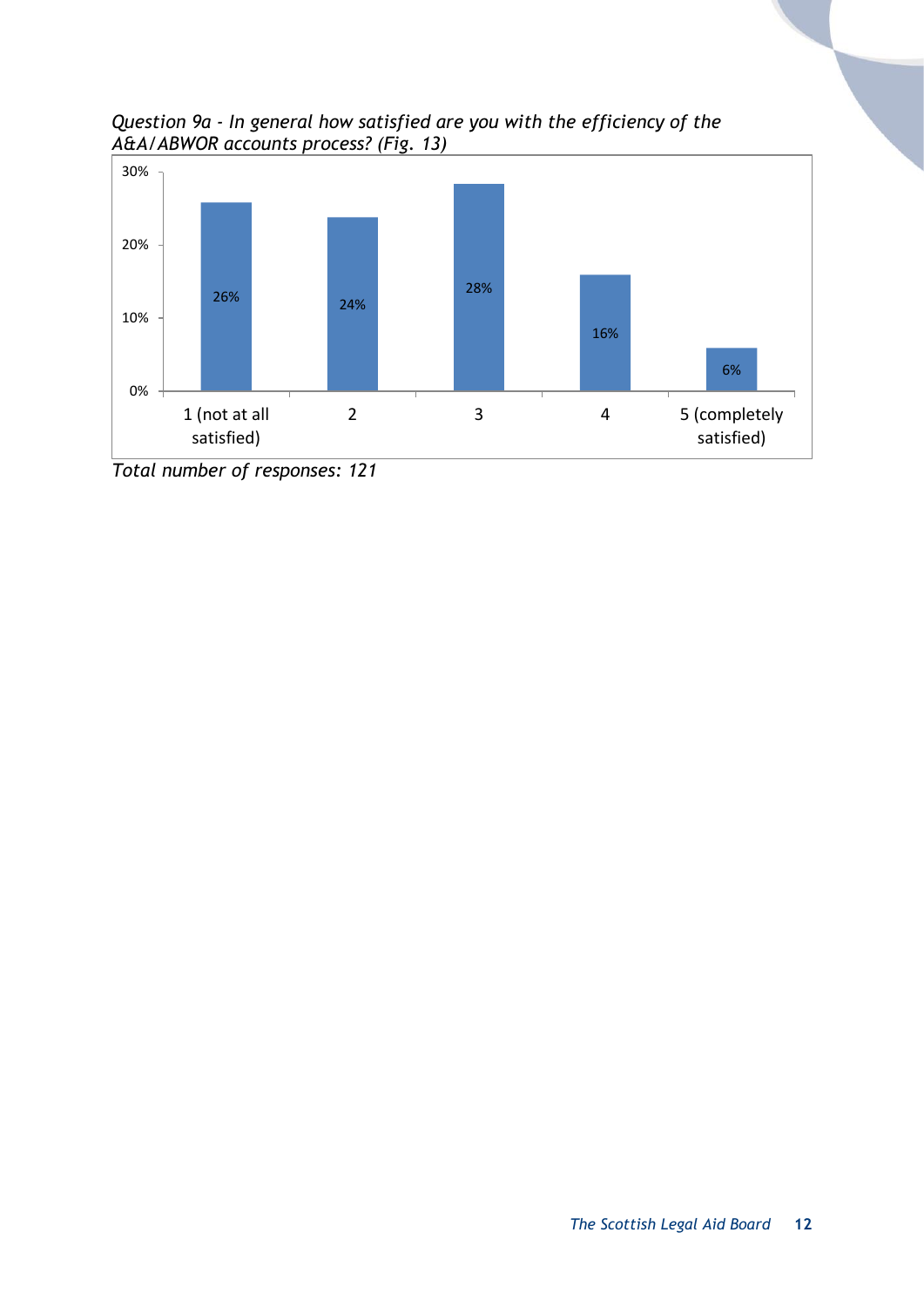*Question 9a - In general how satisfied are you with the efficiency of the A&A/ABWOR accounts process? (Fig. 13)*

| Response | Percentage |
| --- | --- |
| 1 (not at all satisfied) | 26% |
| 2 | 24% |
| 3 | 28% |
| 4 | 16% |
| 5 (completely satisfied) | 6% |

*Total number of responses: 121*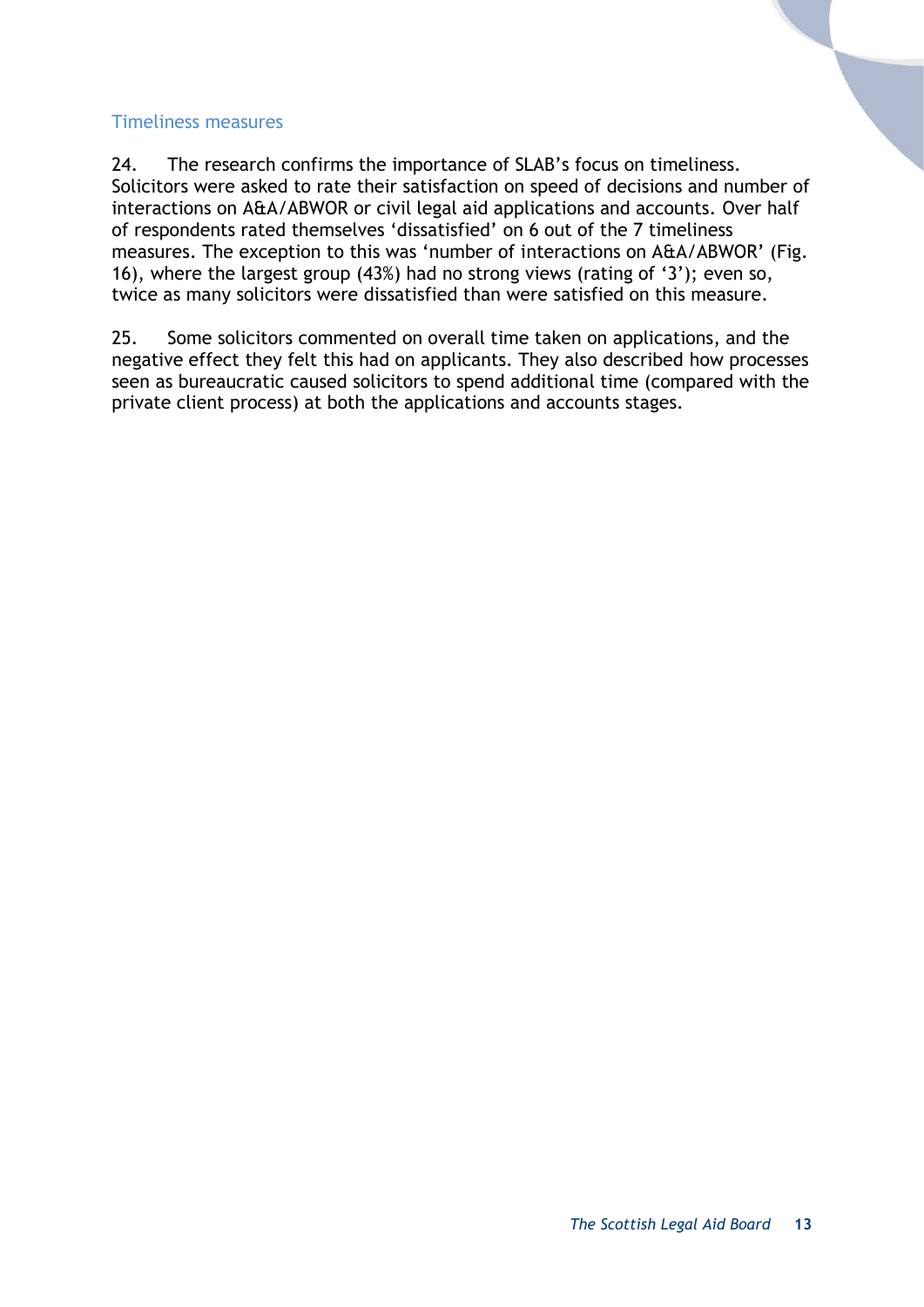### Timeliness measures

24. The research confirms the importance of SLAB's focus on timeliness. Solicitors were asked to rate their satisfaction on speed of decisions and number of interactions on A&A/ABWOR or civil legal aid applications and accounts. Over half of respondents rated themselves 'dissatisfied' on 6 out of the 7 timeliness measures. The exception to this was 'number of interactions on A&A/ABWOR' (Fig. 16), where the largest group (43%) had no strong views (rating of '3'); even so, twice as many solicitors were dissatisfied than were satisfied on this measure.

25. Some solicitors commented on overall time taken on applications, and the negative effect they felt this had on applicants. They also described how processes seen as bureaucratic caused solicitors to spend additional time (compared with the private client process) at both the applications and accounts stages.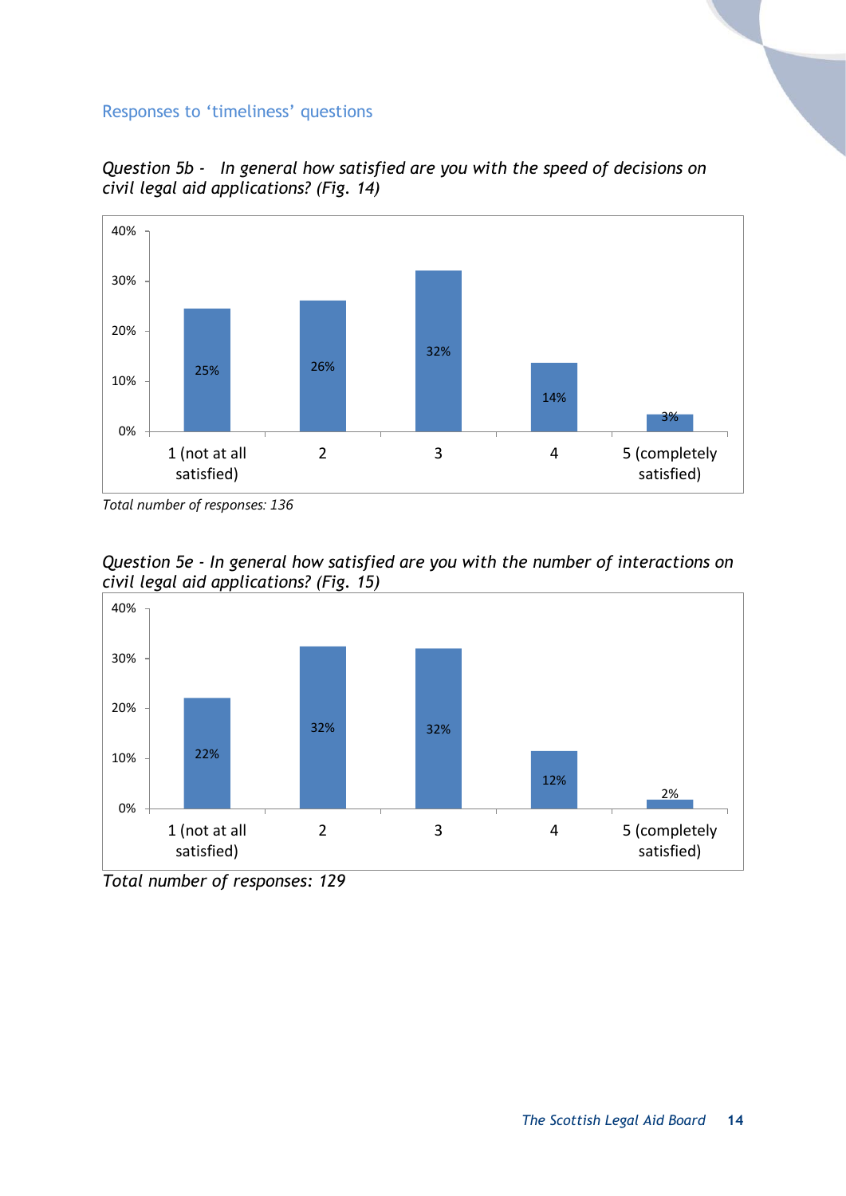## Responses to 'timeliness' questions

*Question 5b - In general how satisfied are you with the speed of decisions on civil legal aid applications? (Fig. 14)*

| 1 (not at all satisfied) | 2 | 3 | 4 | 5 (completely satisfied) |
|---|---|---|---|---|
| 25% | 26% | 32% | 14% | 3% |

*Total number of responses: 136*

*Question 5e - In general how satisfied are you with the number of interactions on civil legal aid applications? (Fig. 15)*

| 1 (not at all satisfied) | 2 | 3 | 4 | 5 (completely satisfied) |
|---|---|---|---|---|
| 22% | 32% | 32% | 12% | 2% |

*Total number of responses: 129*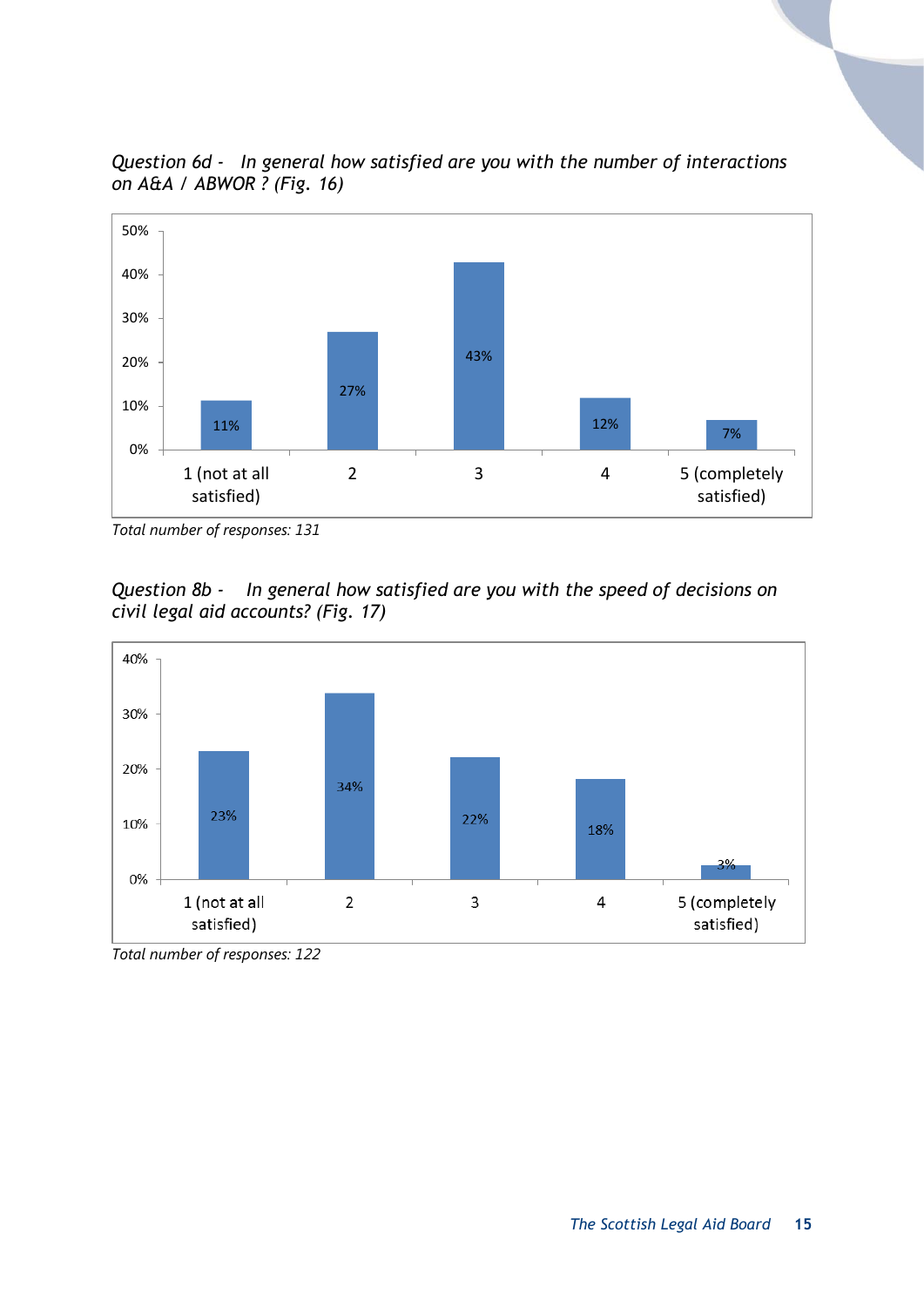*Question 6d - In general how satisfied are you with the number of interactions on A&A / ABWOR ? (Fig. 16)*

| Rating | Percentage |
|---|---|
| 1 (not at all satisfied) | 11% |
| 2 | 27% |
| 3 | 43% |
| 4 | 12% |
| 5 (completely satisfied) | 7% |

*Total number of responses: 131*

*Question 8b - In general how satisfied are you with the speed of decisions on civil legal aid accounts? (Fig. 17)*

| Rating | Percentage |
|---|---|
| 1 (not at all satisfied) | 23% |
| 2 | 34% |
| 3 | 22% |
| 4 | 18% |
| 5 (completely satisfied) | 3% |

*Total number of responses: 122*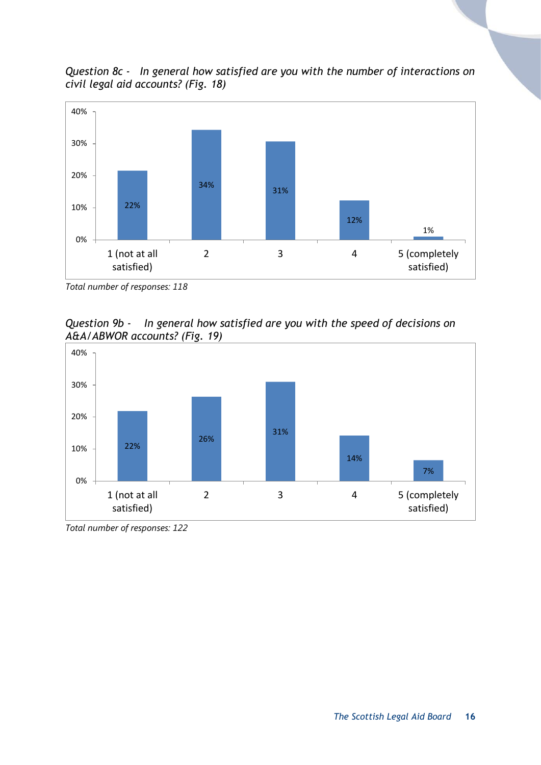*Question 8c - In general how satisfied are you with the number of interactions on civil legal aid accounts? (Fig. 18)*

| Rating | Percentage |
|---|---|
| 1 (not at all satisfied) | 22% |
| 2 | 34% |
| 3 | 31% |
| 4 | 12% |
| 5 (completely satisfied) | 1% |

*Total number of responses: 118*

*Question 9b - In general how satisfied are you with the speed of decisions on A&A/ABWOR accounts? (Fig. 19)*

| Rating | Percentage |
|---|---|
| 1 (not at all satisfied) | 22% |
| 2 | 26% |
| 3 | 31% |
| 4 | 14% |
| 5 (completely satisfied) | 7% |

*Total number of responses: 122*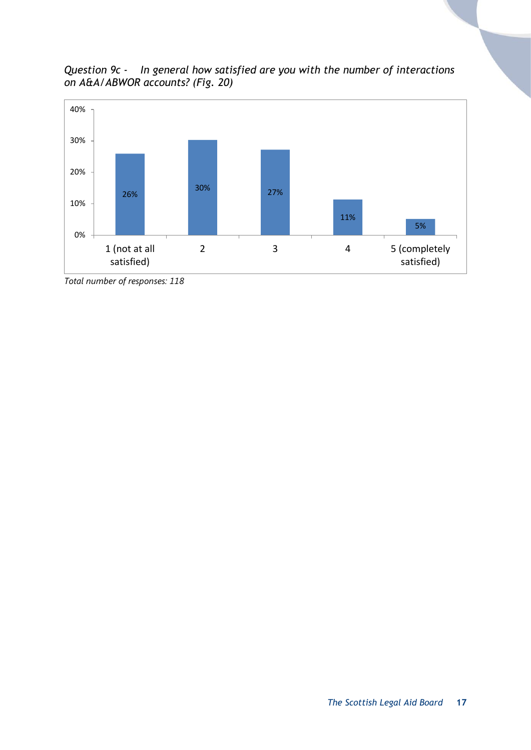*Question 9c - In general how satisfied are you with the number of interactions on A&A/ABWOR accounts? (Fig. 20)*

| Response | Percentage |
|---|---|
| 1 (not at all satisfied) | 26% |
| 2 | 30% |
| 3 | 27% |
| 4 | 11% |
| 5 (completely satisfied) | 5% |

*Total number of responses: 118*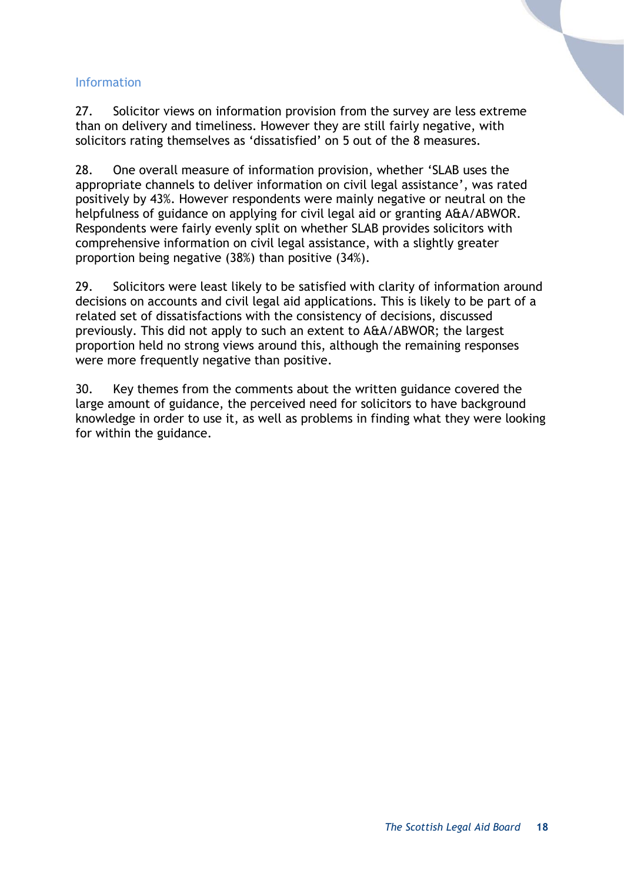### Information

27. Solicitor views on information provision from the survey are less extreme than on delivery and timeliness. However they are still fairly negative, with solicitors rating themselves as 'dissatisfied' on 5 out of the 8 measures.

28. One overall measure of information provision, whether 'SLAB uses the appropriate channels to deliver information on civil legal assistance', was rated positively by 43%. However respondents were mainly negative or neutral on the helpfulness of guidance on applying for civil legal aid or granting A&A/ABWOR. Respondents were fairly evenly split on whether SLAB provides solicitors with comprehensive information on civil legal assistance, with a slightly greater proportion being negative (38%) than positive (34%).

29. Solicitors were least likely to be satisfied with clarity of information around decisions on accounts and civil legal aid applications. This is likely to be part of a related set of dissatisfactions with the consistency of decisions, discussed previously. This did not apply to such an extent to A&A/ABWOR; the largest proportion held no strong views around this, although the remaining responses were more frequently negative than positive.

30. Key themes from the comments about the written guidance covered the large amount of guidance, the perceived need for solicitors to have background knowledge in order to use it, as well as problems in finding what they were looking for within the guidance.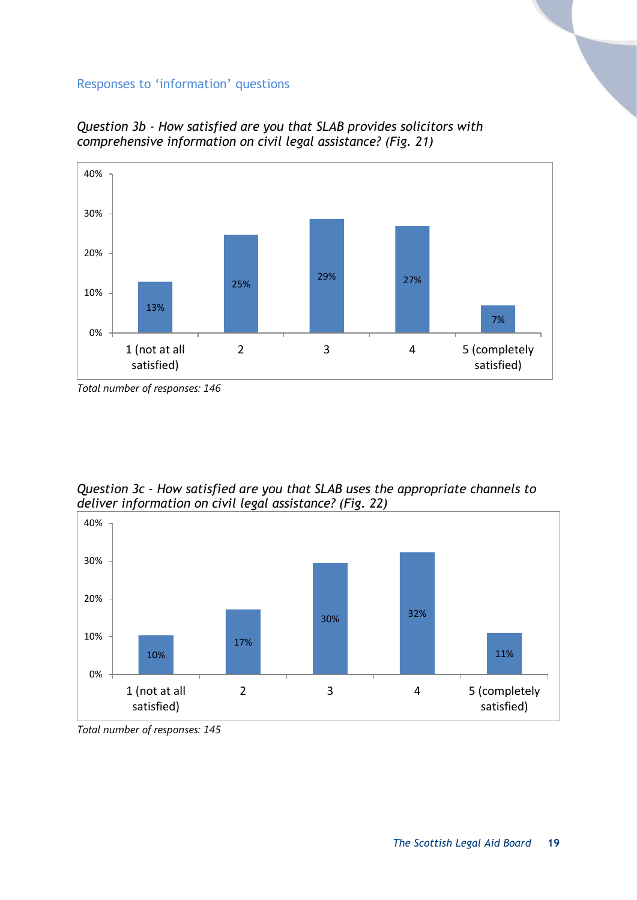## Responses to 'information' questions

*Question 3b - How satisfied are you that SLAB provides solicitors with comprehensive information on civil legal assistance? (Fig. 21)*

| Rating | Percentage |
|---|---|
| 1 (not at all satisfied) | 13% |
| 2 | 25% |
| 3 | 29% |
| 4 | 27% |
| 5 (completely satisfied) | 7% |

*Total number of responses: 146*

*Question 3c - How satisfied are you that SLAB uses the appropriate channels to deliver information on civil legal assistance? (Fig. 22)*

| Rating | Percentage |
|---|---|
| 1 (not at all satisfied) | 10% |
| 2 | 17% |
| 3 | 30% |
| 4 | 32% |
| 5 (completely satisfied) | 11% |

*Total number of responses: 145*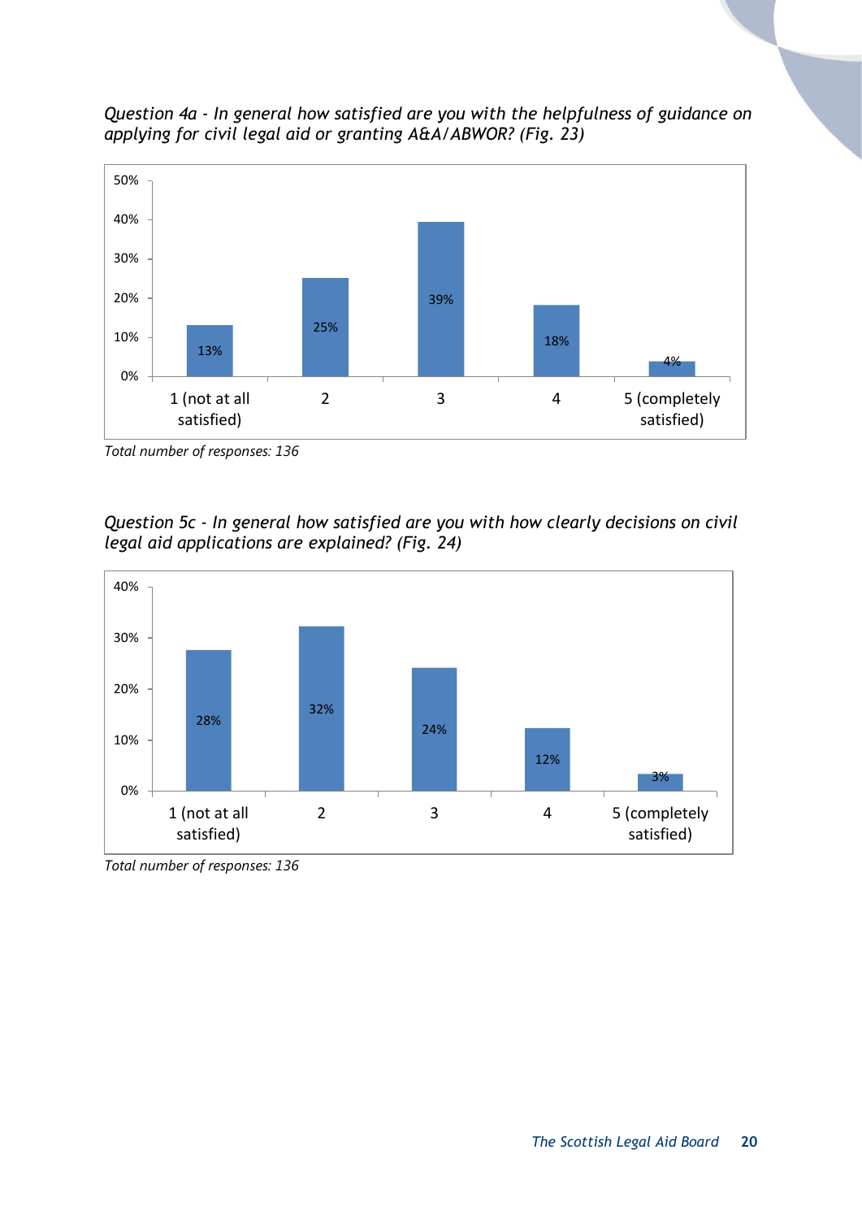*Question 4a - In general how satisfied are you with the helpfulness of guidance on applying for civil legal aid or granting A&A/ABWOR? (Fig. 23)*

| Rating | Percentage |
|---|---|
| 1 (not at all satisfied) | 13% |
| 2 | 25% |
| 3 | 39% |
| 4 | 18% |
| 5 (completely satisfied) | 4% |

*Total number of responses: 136*

*Question 5c - In general how satisfied are you with how clearly decisions on civil legal aid applications are explained? (Fig. 24)*

| Rating | Percentage |
|---|---|
| 1 (not at all satisfied) | 28% |
| 2 | 32% |
| 3 | 24% |
| 4 | 12% |
| 5 (completely satisfied) | 3% |

*Total number of responses: 136*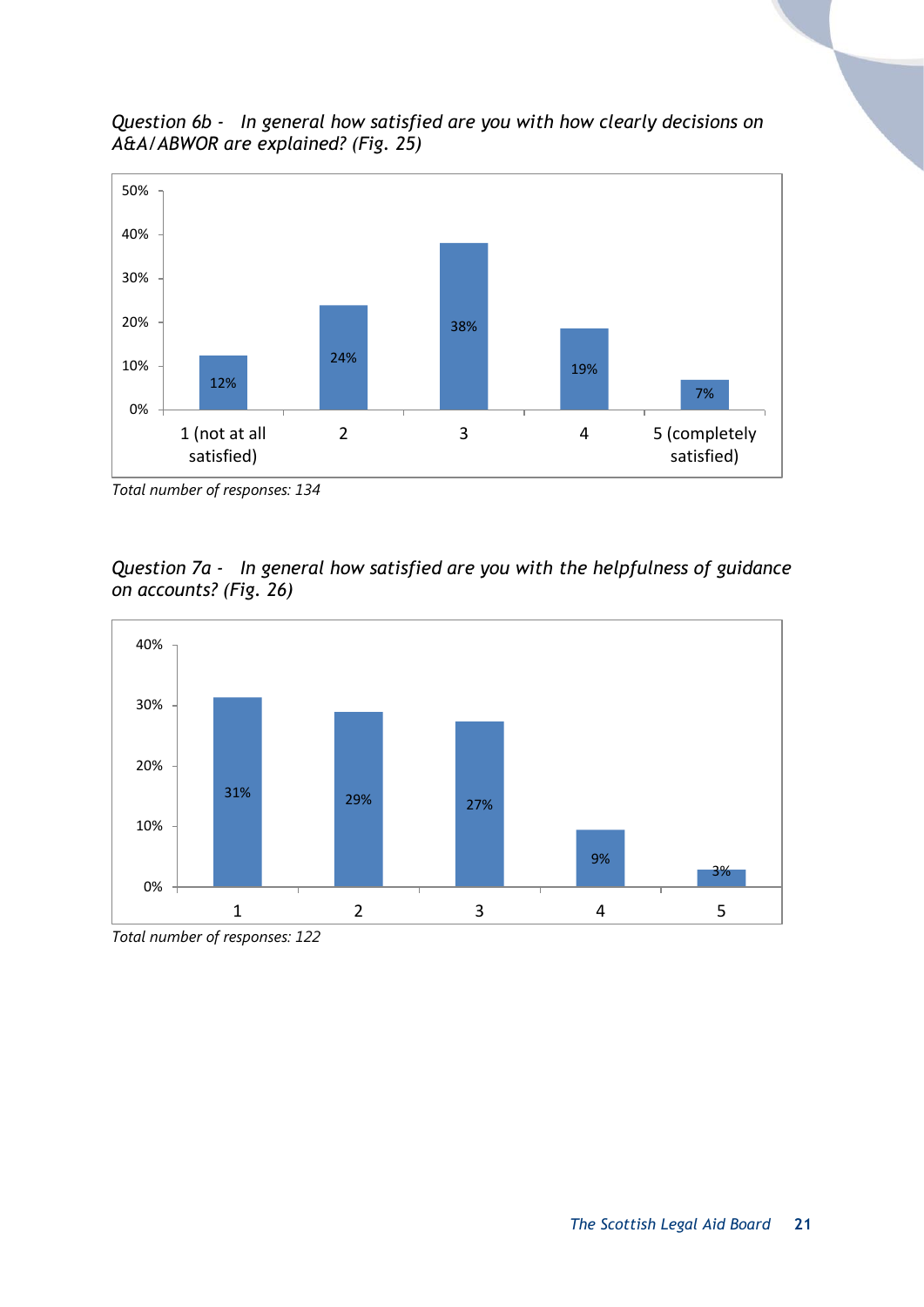*Question 6b - In general how satisfied are you with how clearly decisions on A&A/ABWOR are explained? (Fig. 25)*

| Rating | Percentage |
|---|---|
| 1 (not at all satisfied) | 12% |
| 2 | 24% |
| 3 | 38% |
| 4 | 19% |
| 5 (completely satisfied) | 7% |

*Total number of responses: 134*

*Question 7a - In general how satisfied are you with the helpfulness of guidance on accounts? (Fig. 26)*

| Rating | Percentage |
|---|---|
| 1 | 31% |
| 2 | 29% |
| 3 | 27% |
| 4 | 9% |
| 5 | 3% |

*Total number of responses: 122*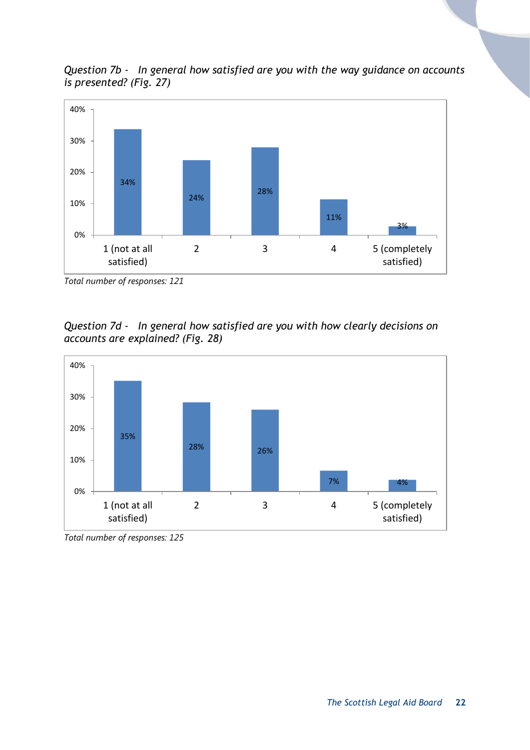*Question 7b - In general how satisfied are you with the way guidance on accounts is presented? (Fig. 27)*

| Response | Percentage |
|---|---|
| 1 (not at all satisfied) | 34% |
| 2 | 24% |
| 3 | 28% |
| 4 | 11% |
| 5 (completely satisfied) | 3% |

*Total number of responses: 121*

*Question 7d - In general how satisfied are you with how clearly decisions on accounts are explained? (Fig. 28)*

| Response | Percentage |
|---|---|
| 1 (not at all satisfied) | 35% |
| 2 | 28% |
| 3 | 26% |
| 4 | 7% |
| 5 (completely satisfied) | 4% |

*Total number of responses: 125*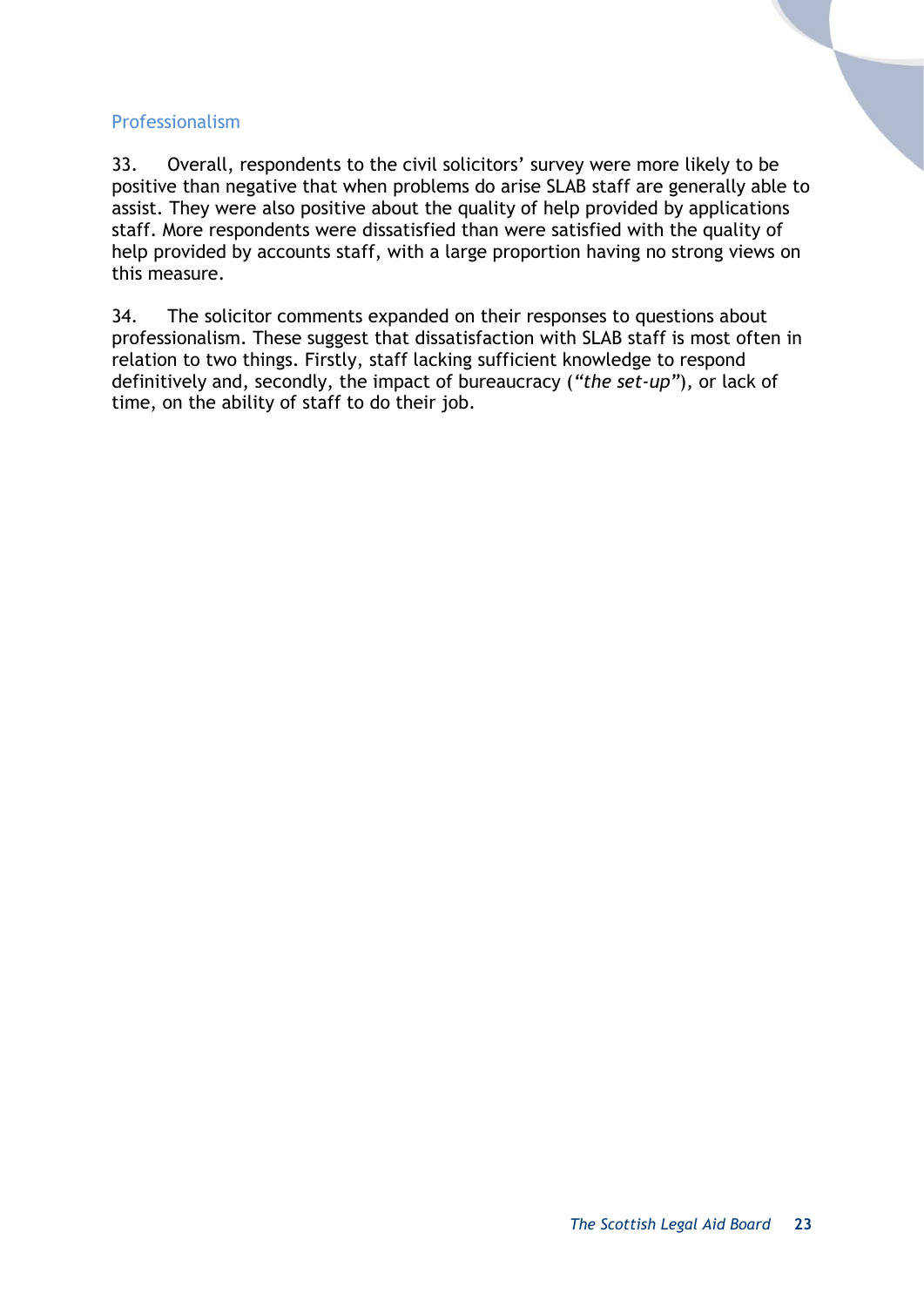### Professionalism

33. Overall, respondents to the civil solicitors' survey were more likely to be positive than negative that when problems do arise SLAB staff are generally able to assist. They were also positive about the quality of help provided by applications staff. More respondents were dissatisfied than were satisfied with the quality of help provided by accounts staff, with a large proportion having no strong views on this measure.

34. The solicitor comments expanded on their responses to questions about professionalism. These suggest that dissatisfaction with SLAB staff is most often in relation to two things. Firstly, staff lacking sufficient knowledge to respond definitively and, secondly, the impact of bureaucracy (*"the set-up"*), or lack of time, on the ability of staff to do their job.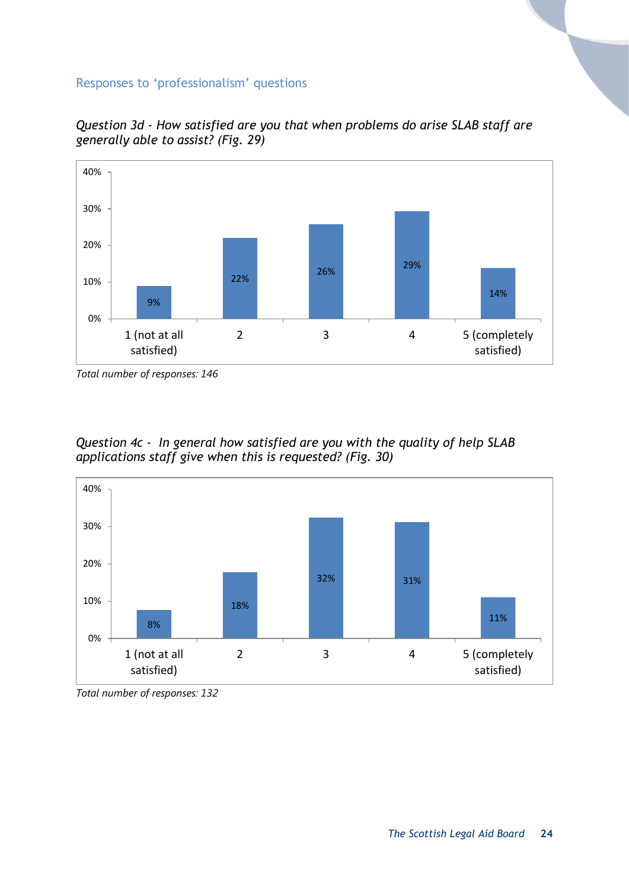## Responses to 'professionalism' questions

*Question 3d - How satisfied are you that when problems do arise SLAB staff are generally able to assist? (Fig. 29)*

| Response | Percentage |
|---|---|
| 1 (not at all satisfied) | 9% |
| 2 | 22% |
| 3 | 26% |
| 4 | 29% |
| 5 (completely satisfied) | 14% |

*Total number of responses: 146*

*Question 4c - In general how satisfied are you with the quality of help SLAB applications staff give when this is requested? (Fig. 30)*

| Response | Percentage |
|---|---|
| 1 (not at all satisfied) | 8% |
| 2 | 18% |
| 3 | 32% |
| 4 | 31% |
| 5 (completely satisfied) | 11% |

*Total number of responses: 132*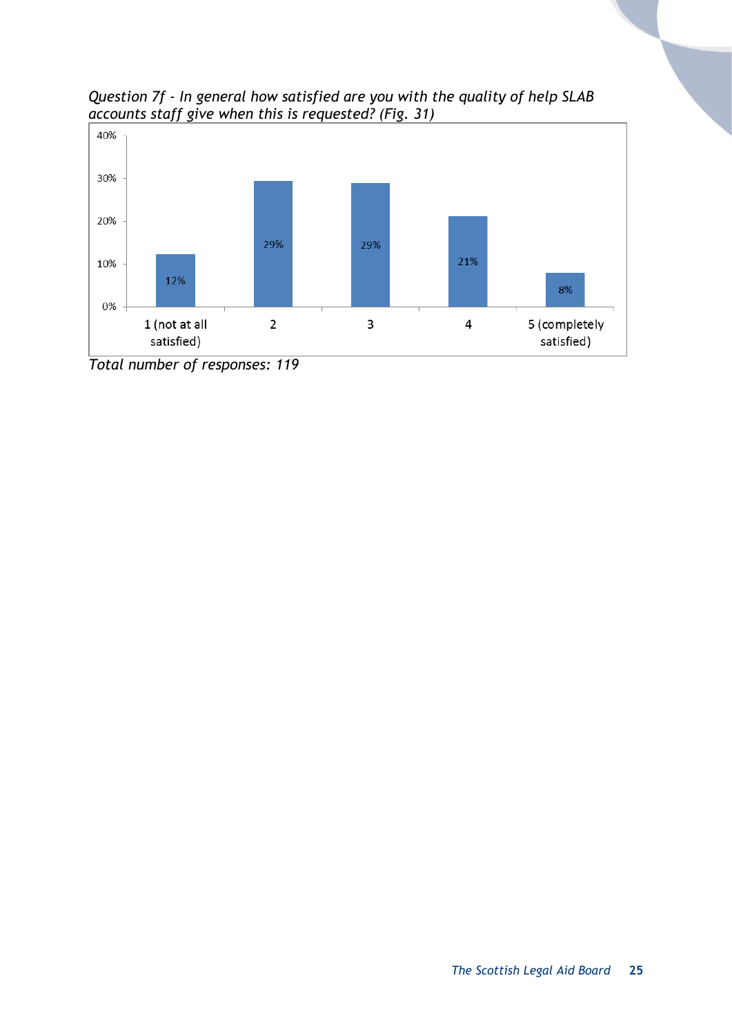*Question 7f - In general how satisfied are you with the quality of help SLAB accounts staff give when this is requested? (Fig. 31)*

| Rating | Percentage |
|---|---|
| 1 (not at all satisfied) | 12% |
| 2 | 29% |
| 3 | 29% |
| 4 | 21% |
| 5 (completely satisfied) | 8% |

*Total number of responses: 119*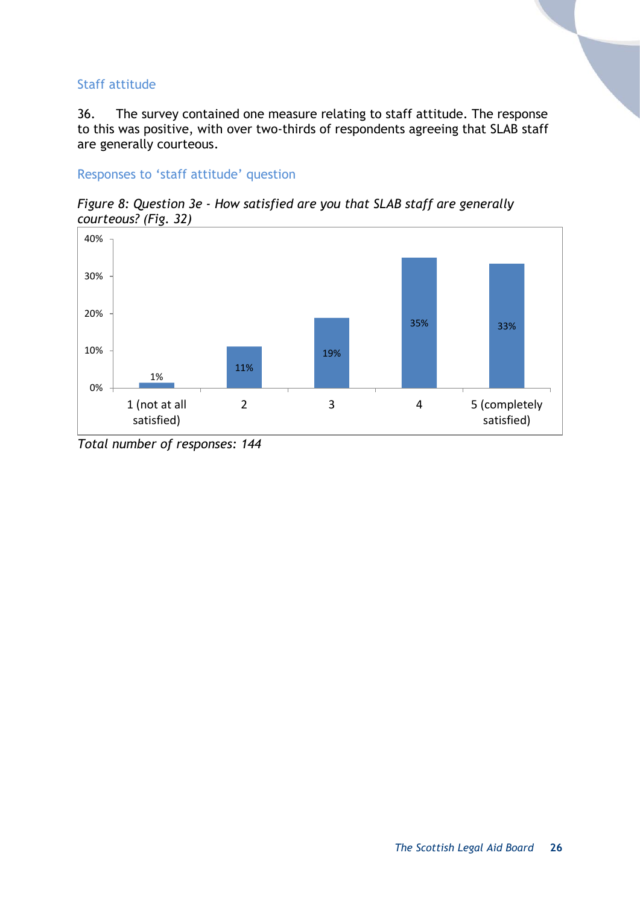## Staff attitude

36. The survey contained one measure relating to staff attitude. The response to this was positive, with over two-thirds of respondents agreeing that SLAB staff are generally courteous.

### Responses to ‘staff attitude’ question

*Figure 8: Question 3e - How satisfied are you that SLAB staff are generally courteous? (Fig. 32)*

| Response | Percentage |
|---|---|
| 1 (not at all satisfied) | 1% |
| 2 | 11% |
| 3 | 19% |
| 4 | 35% |
| 5 (completely satisfied) | 33% |

*Total number of responses: 144*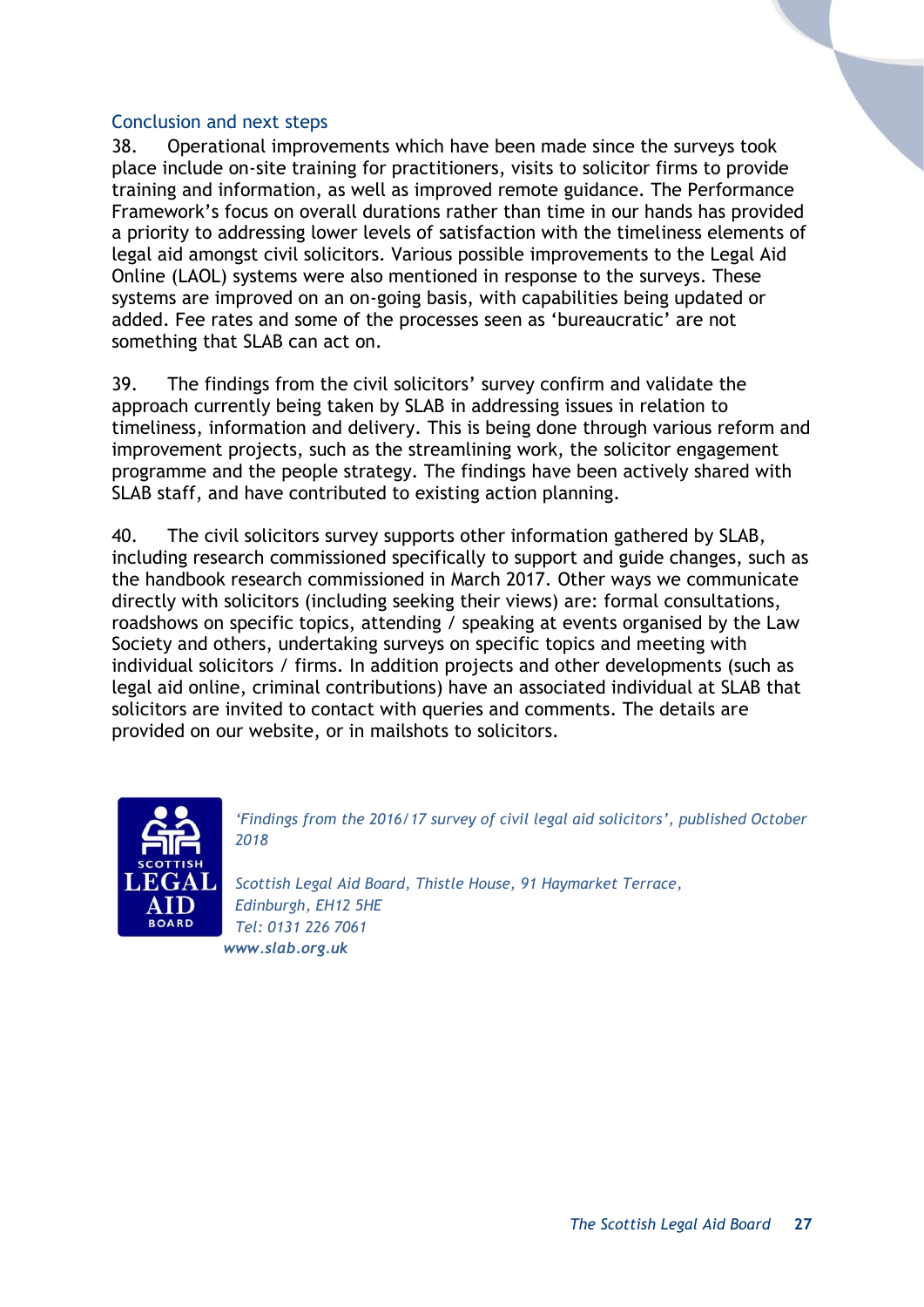## Conclusion and next steps

38. Operational improvements which have been made since the surveys took place include on-site training for practitioners, visits to solicitor firms to provide training and information, as well as improved remote guidance. The Performance Framework's focus on overall durations rather than time in our hands has provided a priority to addressing lower levels of satisfaction with the timeliness elements of legal aid amongst civil solicitors. Various possible improvements to the Legal Aid Online (LAOL) systems were also mentioned in response to the surveys. These systems are improved on an on-going basis, with capabilities being updated or added. Fee rates and some of the processes seen as 'bureaucratic' are not something that SLAB can act on.

39. The findings from the civil solicitors' survey confirm and validate the approach currently being taken by SLAB in addressing issues in relation to timeliness, information and delivery. This is being done through various reform and improvement projects, such as the streamlining work, the solicitor engagement programme and the people strategy. The findings have been actively shared with SLAB staff, and have contributed to existing action planning.

40. The civil solicitors survey supports other information gathered by SLAB, including research commissioned specifically to support and guide changes, such as the handbook research commissioned in March 2017. Other ways we communicate directly with solicitors (including seeking their views) are: formal consultations, roadshows on specific topics, attending / speaking at events organised by the Law Society and others, undertaking surveys on specific topics and meeting with individual solicitors / firms. In addition projects and other developments (such as legal aid online, criminal contributions) have an associated individual at SLAB that solicitors are invited to contact with queries and comments. The details are provided on our website, or in mailshots to solicitors.

SCOTTISH LEGAL AID BOARD

*'Findings from the 2016/17 survey of civil legal aid solicitors', published October 2018*

*Scottish Legal Aid Board, Thistle House, 91 Haymarket Terrace, Edinburgh, EH12 5HE*
*Tel: 0131 226 7061*
***www.slab.org.uk***